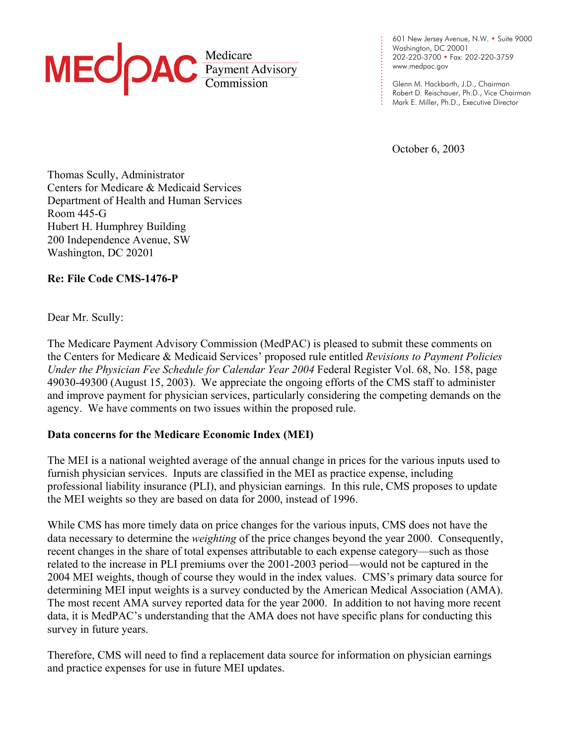**MEDPAC** Medicare Payment Advisory Commission

601 New Jersey Avenue, N.W. • Suite 9000
Washington, DC 20001
202-220-3700 • Fax: 202-220-3759
www.medpac.gov

Glenn M. Hackbarth, J.D., Chairman
Robert D. Reischauer, Ph.D., Vice Chairman
Mark E. Miller, Ph.D., Executive Director

October 6, 2003

Thomas Scully, Administrator
Centers for Medicare & Medicaid Services
Department of Health and Human Services
Room 445-G
Hubert H. Humphrey Building
200 Independence Avenue, SW
Washington, DC 20201

**Re: File Code CMS-1476-P**

Dear Mr. Scully:

The Medicare Payment Advisory Commission (MedPAC) is pleased to submit these comments on the Centers for Medicare & Medicaid Services' proposed rule entitled *Revisions to Payment Policies Under the Physician Fee Schedule for Calendar Year 2004* Federal Register Vol. 68, No. 158, page 49030-49300 (August 15, 2003). We appreciate the ongoing efforts of the CMS staff to administer and improve payment for physician services, particularly considering the competing demands on the agency. We have comments on two issues within the proposed rule.

**Data concerns for the Medicare Economic Index (MEI)**

The MEI is a national weighted average of the annual change in prices for the various inputs used to furnish physician services. Inputs are classified in the MEI as practice expense, including professional liability insurance (PLI), and physician earnings. In this rule, CMS proposes to update the MEI weights so they are based on data for 2000, instead of 1996.

While CMS has more timely data on price changes for the various inputs, CMS does not have the data necessary to determine the *weighting* of the price changes beyond the year 2000. Consequently, recent changes in the share of total expenses attributable to each expense category—such as those related to the increase in PLI premiums over the 2001-2003 period—would not be captured in the 2004 MEI weights, though of course they would in the index values. CMS's primary data source for determining MEI input weights is a survey conducted by the American Medical Association (AMA). The most recent AMA survey reported data for the year 2000. In addition to not having more recent data, it is MedPAC's understanding that the AMA does not have specific plans for conducting this survey in future years.

Therefore, CMS will need to find a replacement data source for information on physician earnings and practice expenses for use in future MEI updates.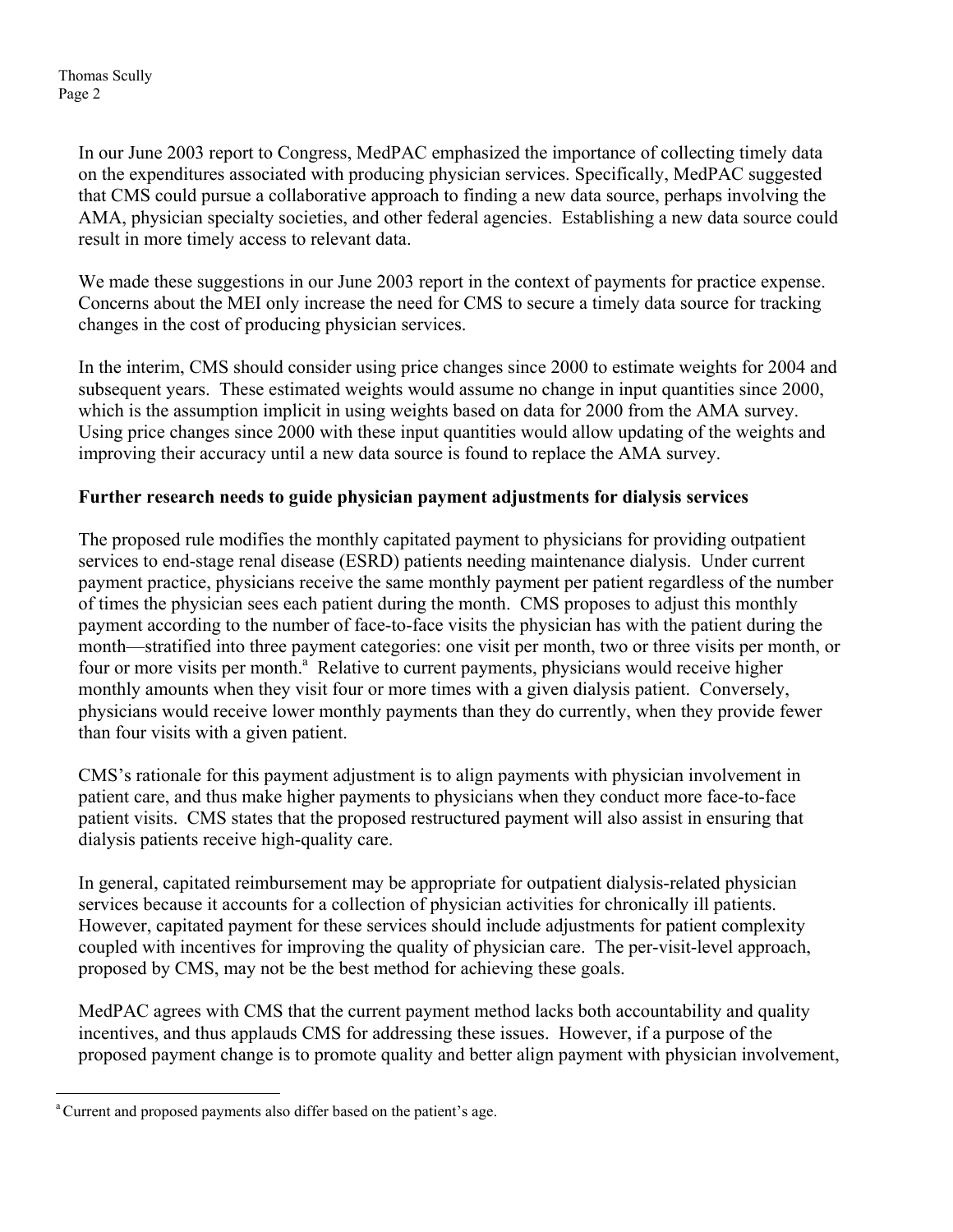In our June 2003 report to Congress, MedPAC emphasized the importance of collecting timely data on the expenditures associated with producing physician services. Specifically, MedPAC suggested that CMS could pursue a collaborative approach to finding a new data source, perhaps involving the AMA, physician specialty societies, and other federal agencies. Establishing a new data source could result in more timely access to relevant data.

We made these suggestions in our June 2003 report in the context of payments for practice expense. Concerns about the MEI only increase the need for CMS to secure a timely data source for tracking changes in the cost of producing physician services.

In the interim, CMS should consider using price changes since 2000 to estimate weights for 2004 and subsequent years. These estimated weights would assume no change in input quantities since 2000, which is the assumption implicit in using weights based on data for 2000 from the AMA survey. Using price changes since 2000 with these input quantities would allow updating of the weights and improving their accuracy until a new data source is found to replace the AMA survey.

**Further research needs to guide physician payment adjustments for dialysis services**

The proposed rule modifies the monthly capitated payment to physicians for providing outpatient services to end-stage renal disease (ESRD) patients needing maintenance dialysis. Under current payment practice, physicians receive the same monthly payment per patient regardless of the number of times the physician sees each patient during the month. CMS proposes to adjust this monthly payment according to the number of face-to-face visits the physician has with the patient during the month—stratified into three payment categories: one visit per month, two or three visits per month, or four or more visits per month.[a] Relative to current payments, physicians would receive higher monthly amounts when they visit four or more times with a given dialysis patient. Conversely, physicians would receive lower monthly payments than they do currently, when they provide fewer than four visits with a given patient.

CMS's rationale for this payment adjustment is to align payments with physician involvement in patient care, and thus make higher payments to physicians when they conduct more face-to-face patient visits. CMS states that the proposed restructured payment will also assist in ensuring that dialysis patients receive high-quality care.

In general, capitated reimbursement may be appropriate for outpatient dialysis-related physician services because it accounts for a collection of physician activities for chronically ill patients. However, capitated payment for these services should include adjustments for patient complexity coupled with incentives for improving the quality of physician care. The per-visit-level approach, proposed by CMS, may not be the best method for achieving these goals.

MedPAC agrees with CMS that the current payment method lacks both accountability and quality incentives, and thus applauds CMS for addressing these issues. However, if a purpose of the proposed payment change is to promote quality and better align payment with physician involvement,

---

[a] Current and proposed payments also differ based on the patient's age.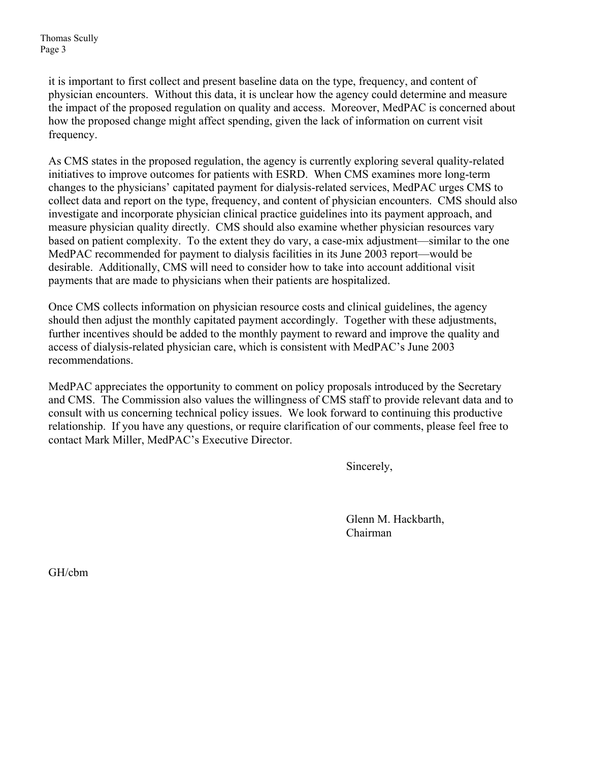it is important to first collect and present baseline data on the type, frequency, and content of physician encounters. Without this data, it is unclear how the agency could determine and measure the impact of the proposed regulation on quality and access. Moreover, MedPAC is concerned about how the proposed change might affect spending, given the lack of information on current visit frequency.

As CMS states in the proposed regulation, the agency is currently exploring several quality-related initiatives to improve outcomes for patients with ESRD. When CMS examines more long-term changes to the physicians' capitated payment for dialysis-related services, MedPAC urges CMS to collect data and report on the type, frequency, and content of physician encounters. CMS should also investigate and incorporate physician clinical practice guidelines into its payment approach, and measure physician quality directly. CMS should also examine whether physician resources vary based on patient complexity. To the extent they do vary, a case-mix adjustment—similar to the one MedPAC recommended for payment to dialysis facilities in its June 2003 report—would be desirable. Additionally, CMS will need to consider how to take into account additional visit payments that are made to physicians when their patients are hospitalized.

Once CMS collects information on physician resource costs and clinical guidelines, the agency should then adjust the monthly capitated payment accordingly. Together with these adjustments, further incentives should be added to the monthly payment to reward and improve the quality and access of dialysis-related physician care, which is consistent with MedPAC's June 2003 recommendations.

MedPAC appreciates the opportunity to comment on policy proposals introduced by the Secretary and CMS. The Commission also values the willingness of CMS staff to provide relevant data and to consult with us concerning technical policy issues. We look forward to continuing this productive relationship. If you have any questions, or require clarification of our comments, please feel free to contact Mark Miller, MedPAC's Executive Director.

Sincerely,

Glenn M. Hackbarth,
Chairman

GH/cbm